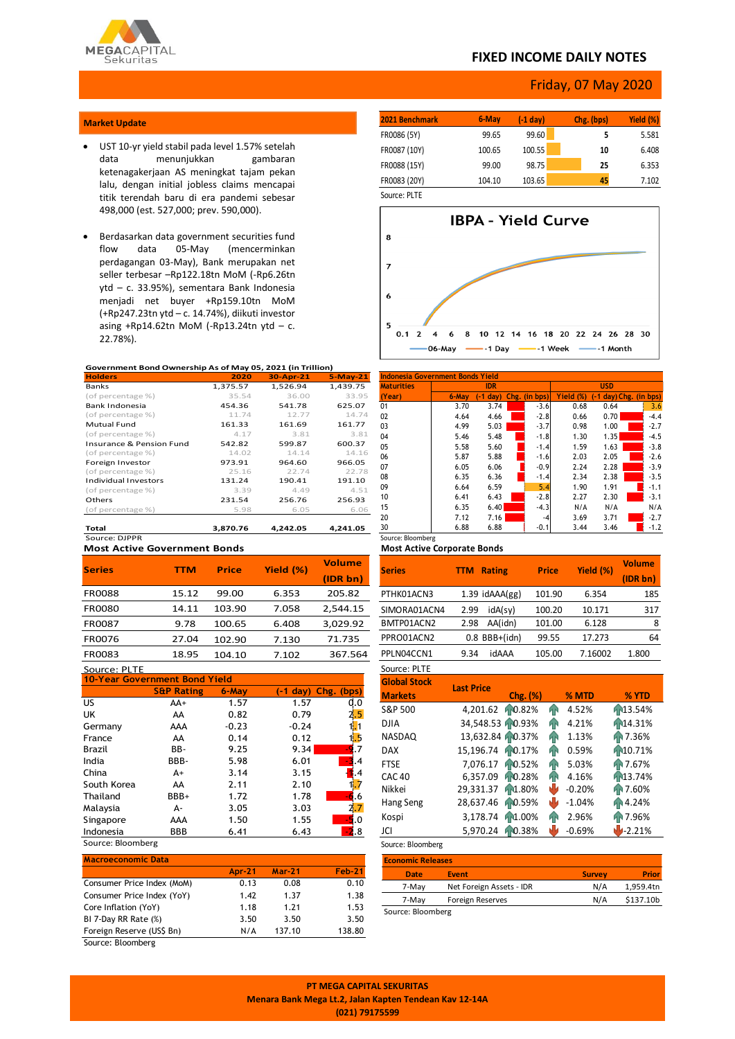# FIXED INCOME DAILY NOTES

Friday, 07 May 2020

## Market Update

- UST 10-yr yield stabil pada level 1.57% setelah data menunjukkan gambaran ketenagakerjaan AS meningkat tajam pekan lalu, dengan initial jobless claims mencapai titik terendah baru di era pandemi sebesar 498,000 (est. 527,000; prev. 590,000).
- Berdasarkan data government securities fund flow data 05-May (mencerminkan perdagangan 03-May), Bank merupakan net seller terbesar –Rp122.18tn MoM (-Rp6.26tn ytd – c. 33.95%), sementara Bank Indonesia menjadi net buyer +Rp159.10tn MoM (+Rp247.23tn ytd – c. 14.74%), diikuti investor asing +Rp14.62tn MoM (-Rp13.24tn ytd – c. 22.78%).

| 2021 Benchmark | 6-May | (-1 day) | Chg. (bps) | Yield (%) |
|---|---|---|---|---|
| FR0086 (5Y) | 99.65 | 99.60 | 5 | 5.581 |
| FR0087 (10Y) | 100.65 | 100.55 | 10 | 6.408 |
| FR0088 (15Y) | 99.00 | 98.75 | 25 | 6.353 |
| FR0083 (20Y) | 104.10 | 103.65 | 45 | 7.102 |

Source: PLTE

**IBPA - Yield Curve**

(Chart: 06-May, -1 Day, -1 Week, -1 Month; x-axis 0.1–30; y-axis 5–8)

### Government Bond Ownership As of May 05, 2021 (in Trillion)

| Holders | 2020 | 30-Apr-21 | 5-May-21 |
|---|---|---|---|
| Banks | 1,375.57 | 1,526.94 | 1,439.75 |
| (of percentage %) | 35.54 | 36.00 | 33.95 |
| Bank Indonesia | 454.36 | 541.78 | 625.07 |
| (of percentage %) | 11.74 | 12.77 | 14.74 |
| Mutual Fund | 161.33 | 161.69 | 161.77 |
| (of percentage %) | 4.17 | 3.81 | 3.81 |
| Insurance & Pension Fund | 542.82 | 599.87 | 600.37 |
| (of percentage %) | 14.02 | 14.14 | 14.16 |
| Foreign Investor | 973.91 | 964.60 | 966.05 |
| (of percentage %) | 25.16 | 22.74 | 22.78 |
| Individual Investors | 131.24 | 190.41 | 191.10 |
| (of percentage %) | 3.39 | 4.49 | 4.51 |
| Others | 231.54 | 256.76 | 256.93 |
| (of percentage %) | 5.98 | 6.05 | 6.06 |
| **Total** | **3,870.76** | **4,242.05** | **4,241.05** |

Source: DJPPR

### Indonesia Government Bonds Yield

| Maturities (Year) | IDR 6-May | IDR (-1 day) | IDR Chg. (in bps) | USD Yield (%) | USD (-1 day) | USD Chg. (in bps) |
|---|---|---|---|---|---|---|
| 01 | 3.70 | 3.74 | -3.6 | 0.68 | 0.64 | 3.6 |
| 02 | 4.64 | 4.66 | -2.8 | 0.66 | 0.70 | -4.4 |
| 03 | 4.99 | 5.03 | -3.7 | 0.98 | 1.00 | -2.7 |
| 04 | 5.46 | 5.48 | -1.8 | 1.30 | 1.35 | -4.5 |
| 05 | 5.58 | 5.60 | -1.4 | 1.59 | 1.63 | -3.8 |
| 06 | 5.87 | 5.88 | -1.6 | 2.03 | 2.05 | -2.6 |
| 07 | 6.05 | 6.06 | -0.9 | 2.24 | 2.28 | -3.9 |
| 08 | 6.35 | 6.36 | -1.4 | 2.34 | 2.38 | -3.5 |
| 09 | 6.64 | 6.59 | 5.4 | 1.90 | 1.91 | -1.1 |
| 10 | 6.41 | 6.43 | -2.8 | 2.27 | 2.30 | -3.1 |
| 15 | 6.35 | 6.40 | -4.3 | N/A | N/A | N/A |
| 20 | 7.12 | 7.16 | -4 | 3.69 | 3.71 | -2.7 |
| 30 | 6.88 | 6.88 | -0.1 | 3.44 | 3.46 | -1.2 |

Source: Bloomberg

### Most Active Government Bonds

| Series | TTM | Price | Yield (%) | Volume (IDR bn) |
|---|---|---|---|---|
| FR0088 | 15.12 | 99.00 | 6.353 | 205.82 |
| FR0080 | 14.11 | 103.90 | 7.058 | 2,544.15 |
| FR0087 | 9.78 | 100.65 | 6.408 | 3,029.92 |
| FR0076 | 27.04 | 102.90 | 7.130 | 71.735 |
| FR0083 | 18.95 | 104.10 | 7.102 | 367.564 |

Source: PLTE

### Most Active Corporate Bonds

| Series | TTM | Rating | Price | Yield (%) | Volume (IDR bn) |
|---|---|---|---|---|---|
| PTHK01ACN3 | 1.39 | idAAA(gg) | 101.90 | 6.354 | 185 |
| SIMORA01ACN4 | 2.99 | idA(sy) | 100.20 | 10.171 | 317 |
| BMTP01ACN2 | 2.98 | AA(idn) | 101.00 | 6.128 | 8 |
| PPRO01ACN2 | 0.8 | BBB+(idn) | 99.55 | 17.273 | 64 |
| PPLN04CCN1 | 9.34 | idAAA | 105.00 | 7.16002 | 1.800 |

Source: PLTE

### 10-Year Government Bond Yield

| | S&P Rating | 6-May | (-1 day) | Chg. (bps) |
|---|---|---|---|---|
| US | AA+ | 1.57 | 1.57 | 0.0 |
| UK | AA | 0.82 | 0.79 | 2.5 |
| Germany | AAA | -0.23 | -0.24 | 1.1 |
| France | AA | 0.14 | 0.12 | 1.5 |
| Brazil | BB- | 9.25 | 9.34 | -9.7 |
| India | BBB- | 5.98 | 6.01 | -3.4 |
| China | A+ | 3.14 | 3.15 | -1.4 |
| South Korea | AA | 2.11 | 2.10 | 1.7 |
| Thailand | BBB+ | 1.72 | 1.78 | -6.6 |
| Malaysia | A- | 3.05 | 3.03 | 2.7 |
| Singapore | AAA | 1.50 | 1.55 | -5.0 |
| Indonesia | BBB | 6.41 | 6.43 | -2.8 |

Source: Bloomberg

### Global Stock Markets

| Global Stock Markets | Last Price | Chg. (%) | % MTD | % YTD |
|---|---|---|---|---|
| S&P 500 | 4,201.62 | 0.82% | 4.52% | 13.54% |
| DJIA | 34,548.53 | 0.93% | 4.21% | 14.31% |
| NASDAQ | 13,632.84 | 0.37% | 1.13% | 7.36% |
| DAX | 15,196.74 | 0.17% | 0.59% | 10.71% |
| FTSE | 7,076.17 | 0.52% | 5.03% | 7.67% |
| CAC 40 | 6,357.09 | 0.28% | 4.16% | 13.74% |
| Nikkei | 29,331.37 | 1.80% | -0.20% | 7.60% |
| Hang Seng | 28,637.46 | 0.59% | -1.04% | 4.24% |
| Kospi | 3,178.74 | 1.00% | 2.96% | 7.96% |
| JCI | 5,970.24 | 0.38% | -0.69% | -2.21% |

Source: Bloomberg

### Macroeconomic Data

| | Apr-21 | Mar-21 | Feb-21 |
|---|---|---|---|
| Consumer Price Index (MoM) | 0.13 | 0.08 | 0.10 |
| Consumer Price Index (YoY) | 1.42 | 1.37 | 1.38 |
| Core Inflation (YoY) | 1.18 | 1.21 | 1.53 |
| BI 7-Day RR Rate (%) | 3.50 | 3.50 | 3.50 |
| Foreign Reserve (US$ Bn) | N/A | 137.10 | 138.80 |

Source: Bloomberg

### Economic Releases

| Date | Event | Survey | Prior |
|---|---|---|---|
| 7-May | Net Foreign Assets - IDR | N/A | 1,959.4tn |
| 7-May | Foreign Reserves | N/A | $137.10b |

Source: Bloomberg

**PT MEGA CAPITAL SEKURITAS**
Menara Bank Mega Lt.2, Jalan Kapten Tendean Kav 12-14A
(021) 79175599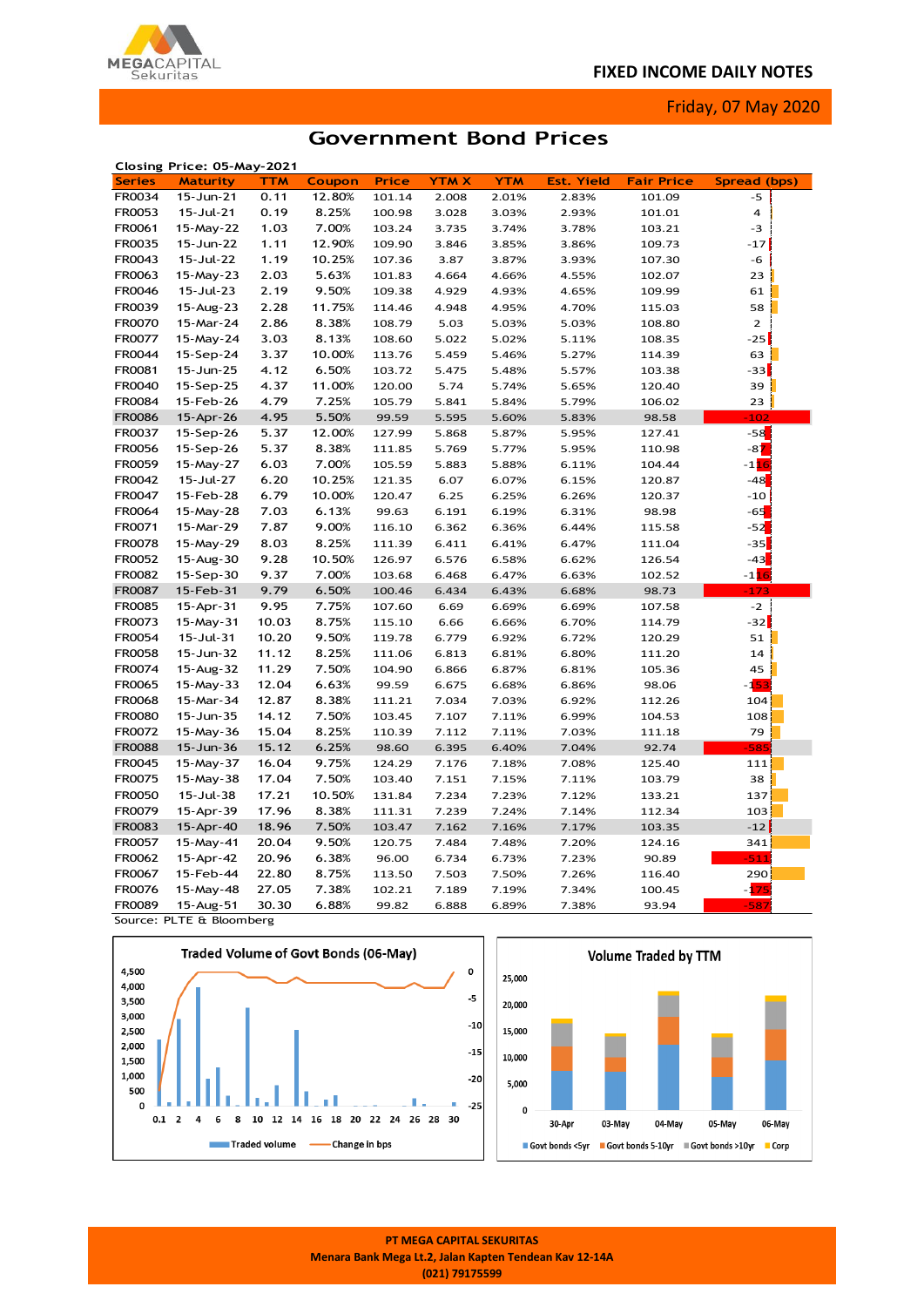# Government Bond Prices

Closing Price: 05-May-2021

| Series | Maturity | TTM | Coupon | Price | YTM X | YTM | Est. Yield | Fair Price | Spread (bps) |
|---|---|---|---|---|---|---|---|---|---|
| FR0034 | 15-Jun-21 | 0.11 | 12.80% | 101.14 | 2.008 | 2.01% | 2.83% | 101.09 | -5 |
| FR0053 | 15-Jul-21 | 0.19 | 8.25% | 100.98 | 3.028 | 3.03% | 2.93% | 101.01 | 4 |
| FR0061 | 15-May-22 | 1.03 | 7.00% | 103.24 | 3.735 | 3.74% | 3.78% | 103.21 | -3 |
| FR0035 | 15-Jun-22 | 1.11 | 12.90% | 109.90 | 3.846 | 3.85% | 3.86% | 109.73 | -17 |
| FR0043 | 15-Jul-22 | 1.19 | 10.25% | 107.36 | 3.87 | 3.87% | 3.93% | 107.30 | -6 |
| FR0063 | 15-May-23 | 2.03 | 5.63% | 101.83 | 4.664 | 4.66% | 4.55% | 102.07 | 23 |
| FR0046 | 15-Jul-23 | 2.19 | 9.50% | 109.38 | 4.929 | 4.93% | 4.65% | 109.99 | 61 |
| FR0039 | 15-Aug-23 | 2.28 | 11.75% | 114.46 | 4.948 | 4.95% | 4.70% | 115.03 | 58 |
| FR0070 | 15-Mar-24 | 2.86 | 8.38% | 108.79 | 5.03 | 5.03% | 5.03% | 108.80 | 2 |
| FR0077 | 15-May-24 | 3.03 | 8.13% | 108.60 | 5.022 | 5.02% | 5.11% | 108.35 | -25 |
| FR0044 | 15-Sep-24 | 3.37 | 10.00% | 113.76 | 5.459 | 5.46% | 5.27% | 114.39 | 63 |
| FR0081 | 15-Jun-25 | 4.12 | 6.50% | 103.72 | 5.475 | 5.48% | 5.57% | 103.38 | -33 |
| FR0040 | 15-Sep-25 | 4.37 | 11.00% | 120.00 | 5.74 | 5.74% | 5.65% | 120.40 | 39 |
| FR0084 | 15-Feb-26 | 4.79 | 7.25% | 105.79 | 5.841 | 5.84% | 5.79% | 106.02 | 23 |
| FR0086 | 15-Apr-26 | 4.95 | 5.50% | 99.59 | 5.595 | 5.60% | 5.83% | 98.58 | -102 |
| FR0037 | 15-Sep-26 | 5.37 | 12.00% | 127.99 | 5.868 | 5.87% | 5.95% | 127.41 | -58 |
| FR0056 | 15-Sep-26 | 5.37 | 8.38% | 111.85 | 5.769 | 5.77% | 5.95% | 110.98 | -87 |
| FR0059 | 15-May-27 | 6.03 | 7.00% | 105.59 | 5.883 | 5.88% | 6.11% | 104.44 | -116 |
| FR0042 | 15-Jul-27 | 6.20 | 10.25% | 121.35 | 6.07 | 6.07% | 6.15% | 120.87 | -48 |
| FR0047 | 15-Feb-28 | 6.79 | 10.00% | 120.47 | 6.25 | 6.25% | 6.26% | 120.37 | -10 |
| FR0064 | 15-May-28 | 7.03 | 6.13% | 99.63 | 6.191 | 6.19% | 6.31% | 98.98 | -65 |
| FR0071 | 15-Mar-29 | 7.87 | 9.00% | 116.10 | 6.362 | 6.36% | 6.44% | 115.58 | -52 |
| FR0078 | 15-May-29 | 8.03 | 8.25% | 111.39 | 6.411 | 6.41% | 6.47% | 111.04 | -35 |
| FR0052 | 15-Aug-30 | 9.28 | 10.50% | 126.97 | 6.576 | 6.58% | 6.62% | 126.54 | -43 |
| FR0082 | 15-Sep-30 | 9.37 | 7.00% | 103.68 | 6.468 | 6.47% | 6.63% | 102.52 | -116 |
| FR0087 | 15-Feb-31 | 9.79 | 6.50% | 100.46 | 6.434 | 6.43% | 6.68% | 98.73 | -173 |
| FR0085 | 15-Apr-31 | 9.95 | 7.75% | 107.60 | 6.69 | 6.69% | 6.69% | 107.58 | -2 |
| FR0073 | 15-May-31 | 10.03 | 8.75% | 115.10 | 6.66 | 6.66% | 6.70% | 114.79 | -32 |
| FR0054 | 15-Jul-31 | 10.20 | 9.50% | 119.78 | 6.779 | 6.78% | 6.72% | 120.29 | 51 |
| FR0058 | 15-Jun-32 | 11.12 | 8.25% | 111.06 | 6.813 | 6.81% | 6.80% | 111.20 | 14 |
| FR0074 | 15-Aug-32 | 11.29 | 7.50% | 104.90 | 6.866 | 6.87% | 6.81% | 105.36 | 45 |
| FR0065 | 15-May-33 | 12.04 | 6.63% | 99.59 | 6.675 | 6.68% | 6.86% | 98.06 | -153 |
| FR0068 | 15-Mar-34 | 12.87 | 8.38% | 111.21 | 7.034 | 7.03% | 6.92% | 112.26 | 104 |
| FR0080 | 15-Jun-35 | 14.12 | 7.50% | 103.45 | 7.107 | 7.11% | 6.99% | 104.53 | 108 |
| FR0072 | 15-May-36 | 15.04 | 8.25% | 110.39 | 7.112 | 7.11% | 7.03% | 111.18 | 79 |
| FR0088 | 15-Jun-36 | 15.12 | 6.25% | 98.60 | 6.395 | 6.40% | 7.04% | 92.74 | -585 |
| FR0045 | 15-May-37 | 16.04 | 9.75% | 124.29 | 7.176 | 7.18% | 7.08% | 125.40 | 111 |
| FR0075 | 15-May-38 | 17.04 | 7.50% | 103.40 | 7.151 | 7.15% | 7.11% | 103.79 | 38 |
| FR0050 | 15-Jul-38 | 17.21 | 10.50% | 131.84 | 7.234 | 7.23% | 7.12% | 133.21 | 137 |
| FR0079 | 15-Apr-39 | 17.96 | 8.38% | 111.31 | 7.239 | 7.24% | 7.14% | 112.34 | 103 |
| FR0083 | 15-Apr-40 | 18.96 | 7.50% | 103.47 | 7.162 | 7.16% | 7.17% | 103.35 | -12 |
| FR0057 | 15-May-41 | 20.04 | 9.50% | 120.75 | 7.484 | 7.48% | 7.20% | 124.16 | 341 |
| FR0062 | 15-Apr-42 | 20.96 | 6.38% | 96.00 | 6.734 | 6.73% | 7.23% | 90.89 | -511 |
| FR0067 | 15-Feb-44 | 22.80 | 8.75% | 113.50 | 7.503 | 7.50% | 7.26% | 116.40 | 290 |
| FR0076 | 15-May-48 | 27.05 | 7.38% | 102.21 | 7.189 | 7.19% | 7.34% | 100.45 | -175 |
| FR0089 | 15-Aug-51 | 30.30 | 6.88% | 99.82 | 6.888 | 6.89% | 7.38% | 93.94 | -587 |

Source: PLTE & Bloomberg

**Traded Volume of Govt Bonds (06-May)**

Legend: Traded volume; Change in bps

**Volume Traded by TTM**

Legend: Govt bonds <5yr; Govt bonds 5-10yr; Govt bonds >10yr; Corp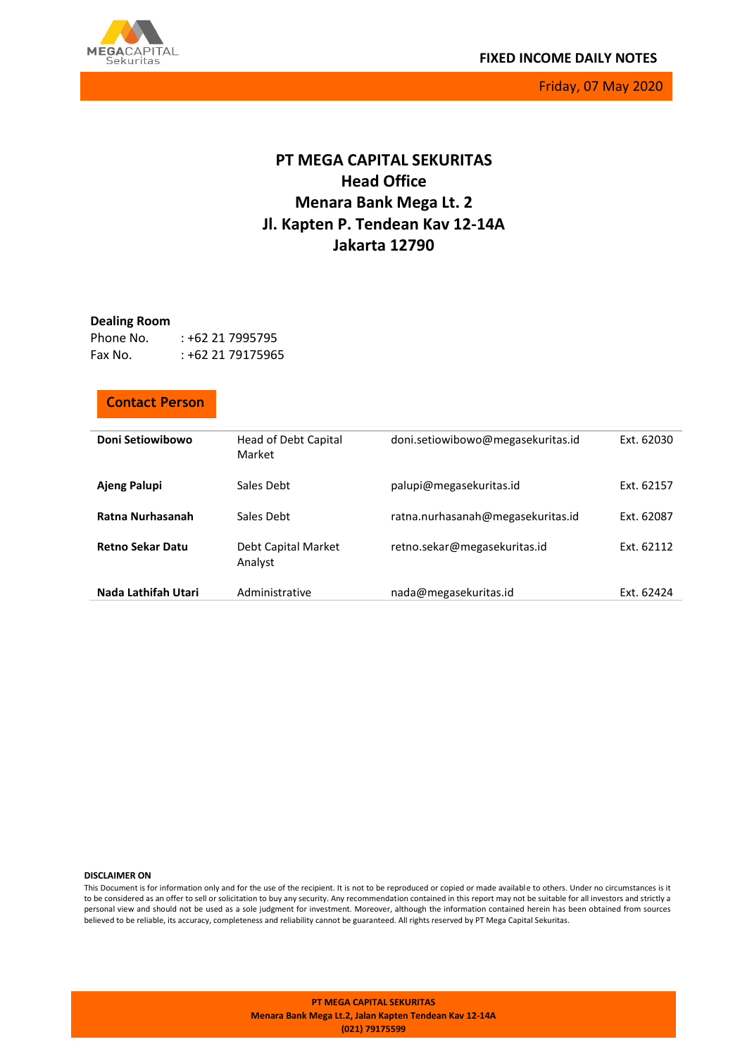# PT MEGA CAPITAL SEKURITAS
## Head Office
## Menara Bank Mega Lt. 2
## Jl. Kapten P. Tendean Kav 12-14A
## Jakarta 12790

**Dealing Room**
Phone No. : +62 21 7995795
Fax No. : +62 21 79175965

**Contact Person**

| | | | |
|---|---|---|---|
| **Doni Setiowibowo** | Head of Debt Capital Market | doni.setiowibowo@megasekuritas.id | Ext. 62030 |
| **Ajeng Palupi** | Sales Debt | palupi@megasekuritas.id | Ext. 62157 |
| **Ratna Nurhasanah** | Sales Debt | ratna.nurhasanah@megasekuritas.id | Ext. 62087 |
| **Retno Sekar Datu** | Debt Capital Market Analyst | retno.sekar@megasekuritas.id | Ext. 62112 |
| **Nada Lathifah Utari** | Administrative | nada@megasekuritas.id | Ext. 62424 |

**DISCLAIMER ON**

This Document is for information only and for the use of the recipient. It is not to be reproduced or copied or made available to others. Under no circumstances is it to be considered as an offer to sell or solicitation to buy any security. Any recommendation contained in this report may not be suitable for all investors and strictly a personal view and should not be used as a sole judgment for investment. Moreover, although the information contained herein has been obtained from sources believed to be reliable, its accuracy, completeness and reliability cannot be guaranteed. All rights reserved by PT Mega Capital Sekuritas.